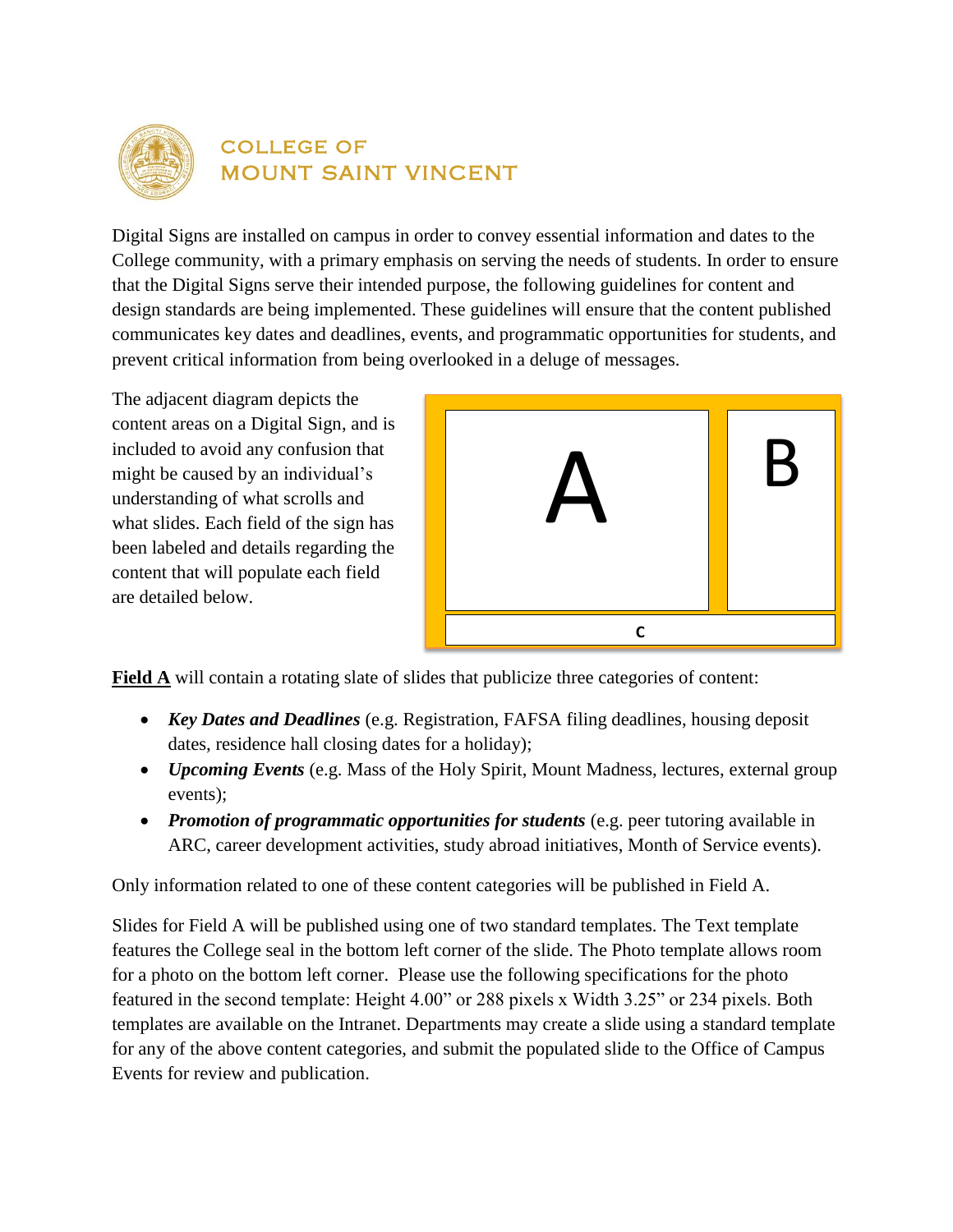# COLLEGE OF MOUNT SAINT VINCENT

Digital Signs are installed on campus in order to convey essential information and dates to the College community, with a primary emphasis on serving the needs of students. In order to ensure that the Digital Signs serve their intended purpose, the following guidelines for content and design standards are being implemented. These guidelines will ensure that the content published communicates key dates and deadlines, events, and programmatic opportunities for students, and prevent critical information from being overlooked in a deluge of messages.

The adjacent diagram depicts the content areas on a Digital Sign, and is included to avoid any confusion that might be caused by an individual's understanding of what scrolls and what slides. Each field of the sign has been labeled and details regarding the content that will populate each field are detailed below.

A

B

C

**Field A** will contain a rotating slate of slides that publicize three categories of content:

- ***Key Dates and Deadlines*** (e.g. Registration, FAFSA filing deadlines, housing deposit dates, residence hall closing dates for a holiday);
- ***Upcoming Events*** (e.g. Mass of the Holy Spirit, Mount Madness, lectures, external group events);
- ***Promotion of programmatic opportunities for students*** (e.g. peer tutoring available in ARC, career development activities, study abroad initiatives, Month of Service events).

Only information related to one of these content categories will be published in Field A.

Slides for Field A will be published using one of two standard templates. The Text template features the College seal in the bottom left corner of the slide. The Photo template allows room for a photo on the bottom left corner. Please use the following specifications for the photo featured in the second template: Height 4.00" or 288 pixels x Width 3.25" or 234 pixels. Both templates are available on the Intranet. Departments may create a slide using a standard template for any of the above content categories, and submit the populated slide to the Office of Campus Events for review and publication.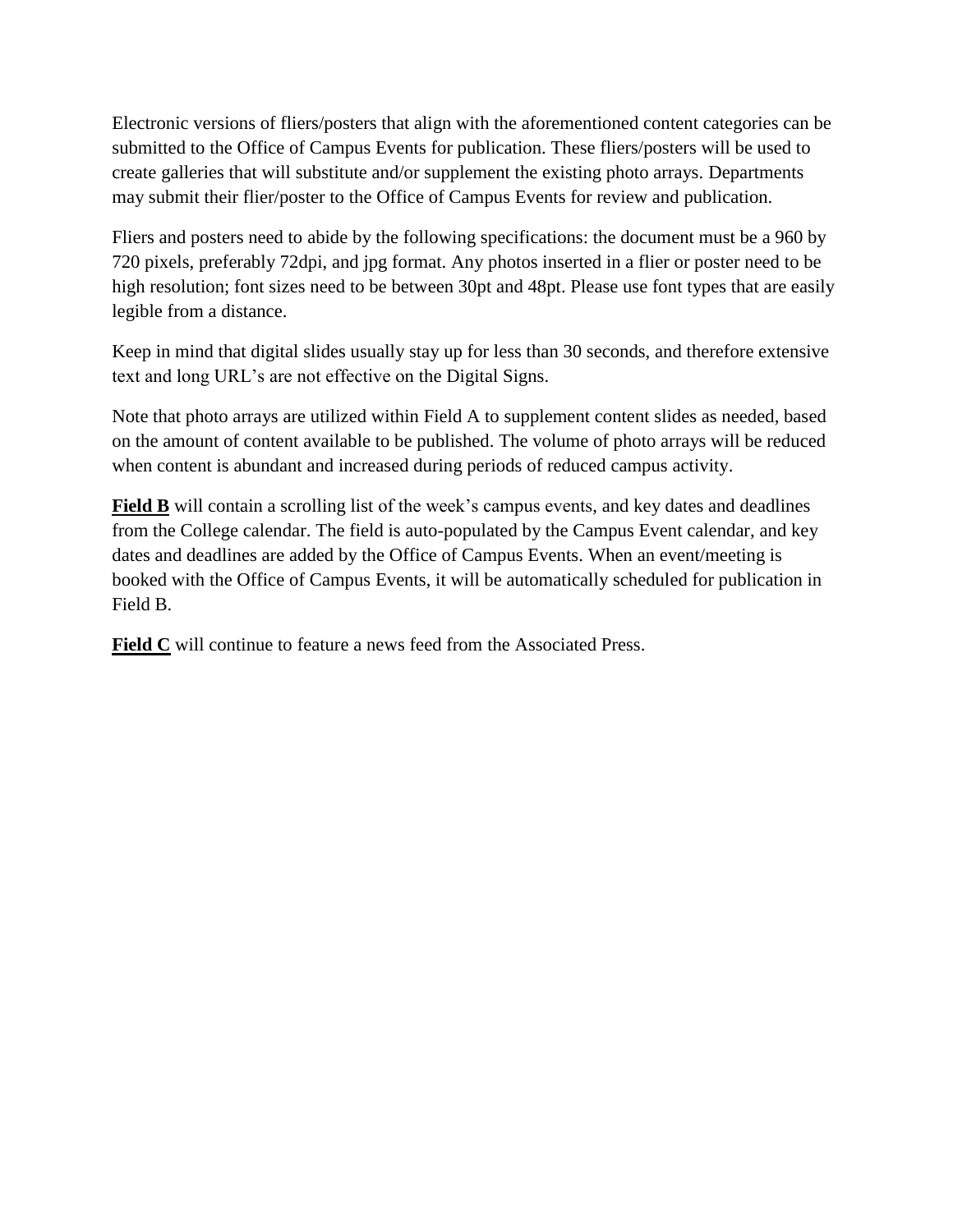Electronic versions of fliers/posters that align with the aforementioned content categories can be submitted to the Office of Campus Events for publication. These fliers/posters will be used to create galleries that will substitute and/or supplement the existing photo arrays. Departments may submit their flier/poster to the Office of Campus Events for review and publication.

Fliers and posters need to abide by the following specifications: the document must be a 960 by 720 pixels, preferably 72dpi, and jpg format. Any photos inserted in a flier or poster need to be high resolution; font sizes need to be between 30pt and 48pt. Please use font types that are easily legible from a distance.

Keep in mind that digital slides usually stay up for less than 30 seconds, and therefore extensive text and long URL's are not effective on the Digital Signs.

Note that photo arrays are utilized within Field A to supplement content slides as needed, based on the amount of content available to be published. The volume of photo arrays will be reduced when content is abundant and increased during periods of reduced campus activity.

**Field B** will contain a scrolling list of the week's campus events, and key dates and deadlines from the College calendar. The field is auto-populated by the Campus Event calendar, and key dates and deadlines are added by the Office of Campus Events. When an event/meeting is booked with the Office of Campus Events, it will be automatically scheduled for publication in Field B.

**Field C** will continue to feature a news feed from the Associated Press.